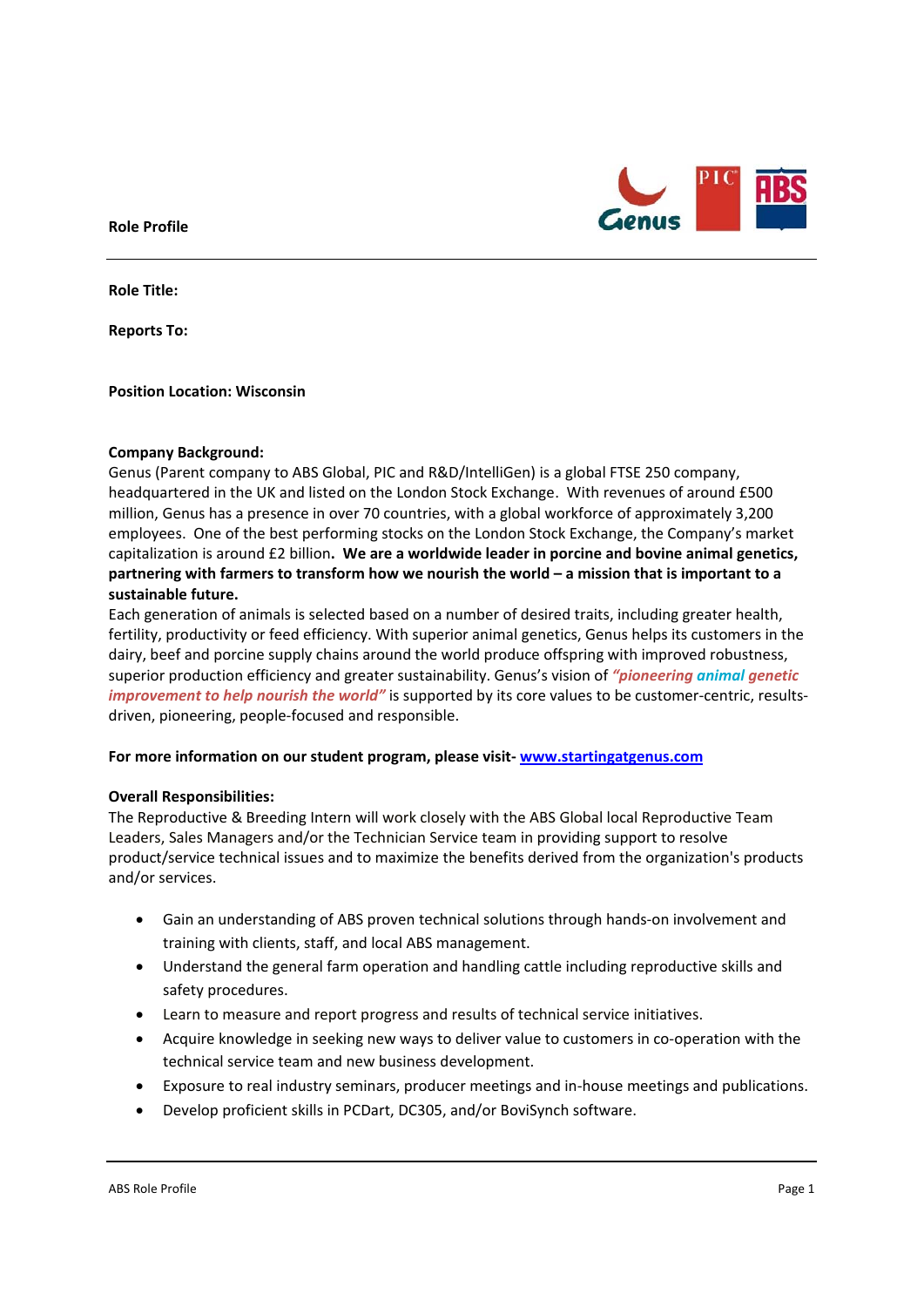**Role Profile**

**Role Title:**

**Reports To:**

**Position Location: Wisconsin**

**Company Background:**

Genus (Parent company to ABS Global, PIC and R&D/IntelliGen) is a global FTSE 250 company, headquartered in the UK and listed on the London Stock Exchange. With revenues of around £500 million, Genus has a presence in over 70 countries, with a global workforce of approximately 3,200 employees. One of the best performing stocks on the London Stock Exchange, the Company's market capitalization is around £2 billion**. We are a worldwide leader in porcine and bovine animal genetics, partnering with farmers to transform how we nourish the world – a mission that is important to a sustainable future.**

Each generation of animals is selected based on a number of desired traits, including greater health, fertility, productivity or feed efficiency. With superior animal genetics, Genus helps its customers in the dairy, beef and porcine supply chains around the world produce offspring with improved robustness, superior production efficiency and greater sustainability. Genus's vision of ***"pioneering animal genetic improvement to help nourish the world"*** is supported by its core values to be customer-centric, results-driven, pioneering, people-focused and responsible.

**For more information on our student program, please visit- [www.startingatgenus.com](www.startingatgenus.com)**

**Overall Responsibilities:**

The Reproductive & Breeding Intern will work closely with the ABS Global local Reproductive Team Leaders, Sales Managers and/or the Technician Service team in providing support to resolve product/service technical issues and to maximize the benefits derived from the organization's products and/or services.

- Gain an understanding of ABS proven technical solutions through hands-on involvement and training with clients, staff, and local ABS management.
- Understand the general farm operation and handling cattle including reproductive skills and safety procedures.
- Learn to measure and report progress and results of technical service initiatives.
- Acquire knowledge in seeking new ways to deliver value to customers in co-operation with the technical service team and new business development.
- Exposure to real industry seminars, producer meetings and in-house meetings and publications.
- Develop proficient skills in PCDart, DC305, and/or BoviSynch software.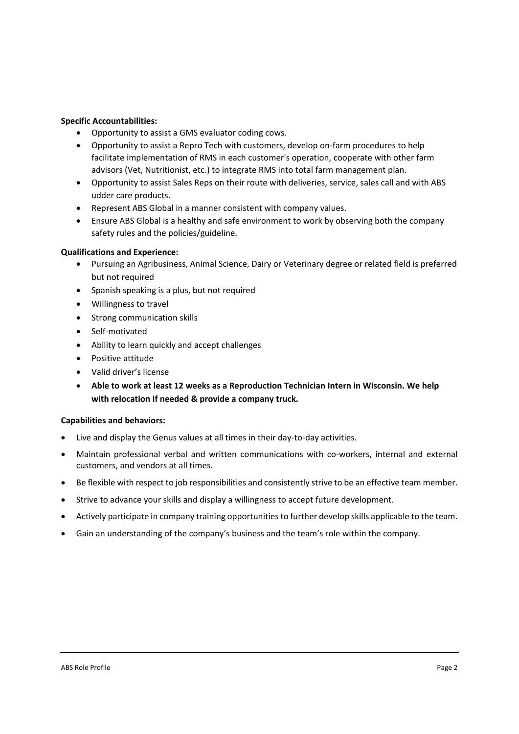**Specific Accountabilities:**

- Opportunity to assist a GMS evaluator coding cows.
- Opportunity to assist a Repro Tech with customers, develop on-farm procedures to help facilitate implementation of RMS in each customer's operation, cooperate with other farm advisors (Vet, Nutritionist, etc.) to integrate RMS into total farm management plan.
- Opportunity to assist Sales Reps on their route with deliveries, service, sales call and with ABS udder care products.
- Represent ABS Global in a manner consistent with company values.
- Ensure ABS Global is a healthy and safe environment to work by observing both the company safety rules and the policies/guideline.

**Qualifications and Experience:**

- Pursuing an Agribusiness, Animal Science, Dairy or Veterinary degree or related field is preferred but not required
- Spanish speaking is a plus, but not required
- Willingness to travel
- Strong communication skills
- Self-motivated
- Ability to learn quickly and accept challenges
- Positive attitude
- Valid driver's license
- **Able to work at least 12 weeks as a Reproduction Technician Intern in Wisconsin. We help with relocation if needed & provide a company truck.**

**Capabilities and behaviors:**

- Live and display the Genus values at all times in their day-to-day activities.
- Maintain professional verbal and written communications with co-workers, internal and external customers, and vendors at all times.
- Be flexible with respect to job responsibilities and consistently strive to be an effective team member.
- Strive to advance your skills and display a willingness to accept future development.
- Actively participate in company training opportunities to further develop skills applicable to the team.
- Gain an understanding of the company's business and the team's role within the company.